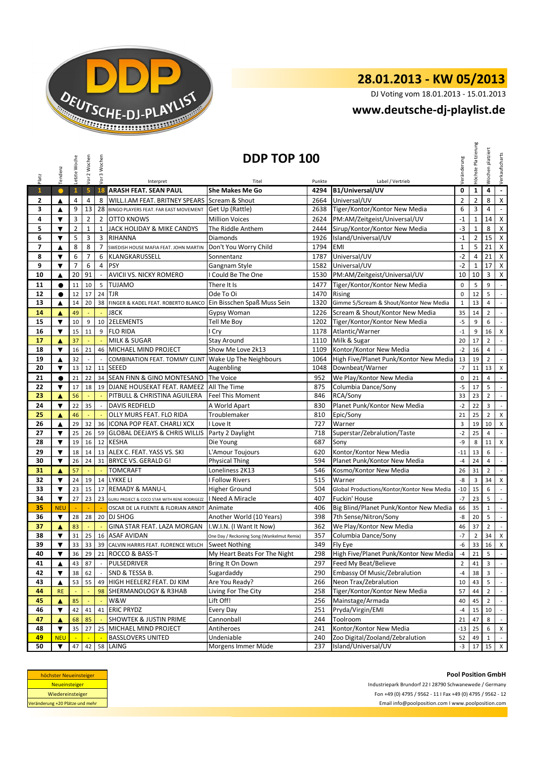DEUTSCHE-DJ-PLAYLIST

## 28.01.2013 - KW 05/2013

DJ Voting vom 18.01.2013 - 15.01.2013

**www.deutsche-dj-playlist.de**

# DDP TOP 100

| Platz | Tendenz | Letzte Woche | Vor 2 Wochen | Vor 3 Wochen | Interpret | Titel | Punkte | Label / Vertrieb | Veränderung | Höchste Platzierung | Wochen platziert | Verkaufscharts |
|---|---|---|---|---|---|---|---|---|---|---|---|---|
| 1 | ● | 1 | 5 | 18 | **ARASH FEAT. SEAN PAUL** | **She Makes Me Go** | 4294 | **B1/Universal/UV** | 0 | 1 | 4 | - |
| 2 | ▲ | 4 | 4 | 8 | WILL.I.AM FEAT. BRITNEY SPEARS | Scream & Shout | 2664 | Universal/UV | 2 | 2 | 8 | X |
| 3 | ▲ | 9 | 13 | 28 | BINGO PLAYERS FEAT. FAR EAST MOVEMENT | Get Up (Rattle) | 2638 | Tiger/Kontor/Kontor New Media | 6 | 3 | 4 | - |
| 4 | ▼ | 3 | 2 | 2 | OTTO KNOWS | Million Voices | 2624 | PM:AM/Zeitgeist/Universal/UV | -1 | 1 | 14 | X |
| 5 | ▼ | 2 | 1 | 1 | JACK HOLIDAY & MIKE CANDYS | The Riddle Anthem | 2444 | Sirup/Kontor/Kontor New Media | -3 | 1 | 8 | X |
| 6 | ▼ | 5 | 3 | 3 | RIHANNA | Diamonds | 1926 | Island/Universal/UV | -1 | 2 | 15 | X |
| 7 | ▲ | 8 | 8 | 7 | SWEDISH HOUSE MAFIA FEAT. JOHN MARTIN | Don't You Worry Child | 1794 | EMI | 1 | 5 | 21 | X |
| 8 | ▼ | 6 | 7 | 6 | KLANGKARUSSELL | Sonnentanz | 1787 | Universal/UV | -2 | 4 | 21 | X |
| 9 | ▼ | 7 | 6 | 4 | PSY | Gangnam Style | 1582 | Universal/UV | -2 | 1 | 17 | X |
| 10 | ▲ | 20 | 91 | - | AVICII VS. NICKY ROMERO | I Could Be The One | 1530 | PM:AM/Zeitgeist/Universal/UV | 10 | 10 | 3 | X |
| 11 | ● | 11 | 10 | 5 | TUJAMO | There It Is | 1477 | Tiger/Kontor/Kontor New Media | 0 | 5 | 9 | - |
| 12 | ● | 12 | 17 | 24 | TJR | Ode To Oi | 1470 | Rising | 0 | 12 | 5 | - |
| 13 | ▲ | 14 | 20 | 38 | FINGER & KADEL FEAT. ROBERTO BLANCO | Ein Bisschen Spaß Muss Sein | 1320 | Gimme 5/Scream & Shout/Kontor New Media | 1 | 13 | 4 | - |
| 14 | ▲ | 49 | - | - | J8CK | Gypsy Woman | 1226 | Scream & Shout/Kontor New Media | 35 | 14 | 2 | - |
| 15 | ▼ | 10 | 9 | 10 | 2ELEMENTS | Tell Me Boy | 1202 | Tiger/Kontor/Kontor New Media | -5 | 9 | 6 | - |
| 16 | ▼ | 15 | 11 | 9 | FLO RIDA | I Cry | 1178 | Atlantic/Warner | -1 | 9 | 16 | X |
| 17 | ▲ | 37 | - | - | MILK & SUGAR | Stay Around | 1110 | Milk & Sugar | 20 | 17 | 2 | - |
| 18 | ▼ | 16 | 21 | 46 | MICHAEL MIND PROJECT | Show Me Love 2k13 | 1109 | Kontor/Kontor New Media | -2 | 16 | 4 | - |
| 19 | ▲ | 32 | - | - | COMBINATION FEAT. TOMMY CLINT | Wake Up The Neighbours | 1064 | High Five/Planet Punk/Kontor New Media | 13 | 19 | 2 | - |
| 20 | ▼ | 13 | 12 | 11 | SEEED | Augenbling | 1048 | Downbeat/Warner | -7 | 11 | 13 | X |
| 21 | ● | 21 | 22 | 34 | SEAN FINN & GINO MONTESANO | The Voice | 952 | We Play/Kontor New Media | 0 | 21 | 4 | - |
| 22 | ▼ | 17 | 18 | 19 | DJANE HOUSEKAT FEAT. RAMEEZ | All The Time | 875 | Columbia Dance/Sony | -5 | 17 | 5 | - |
| 23 | ▲ | 56 | - | - | PITBULL & CHRISTINA AGUILERA | Feel This Moment | 846 | RCA/Sony | 33 | 23 | 2 | - |
| 24 | ▼ | 22 | 35 | - | DAVIS REDFIELD | A World Apart | 830 | Planet Punk/Kontor New Media | -2 | 22 | 3 | - |
| 25 | ▲ | 46 | - | - | OLLY MURS FEAT. FLO RIDA | Troublemaker | 810 | Epic/Sony | 21 | 25 | 2 | X |
| 26 | ▲ | 29 | 32 | 36 | ICONA POP FEAT. CHARLI XCX | I Love It | 727 | Warner | 3 | 19 | 10 | X |
| 27 | ▼ | 25 | 26 | 59 | GLOBAL DEEJAYS & CHRIS WILLIS | Party 2 Daylight | 718 | Superstar/Zebralution/Taste | -2 | 25 | 4 | - |
| 28 | ▼ | 19 | 16 | 12 | KESHA | Die Young | 687 | Sony | -9 | 8 | 11 | X |
| 29 | ▼ | 18 | 14 | 13 | ALEX C. FEAT. YASS VS. SKI | L'Amour Toujours | 620 | Kontor/Kontor New Media | -11 | 13 | 6 | - |
| 30 | ▼ | 26 | 24 | 31 | BRYCE VS. GERALD G! | Physical Thing | 594 | Planet Punk/Kontor New Media | -4 | 24 | 4 | - |
| 31 | ▲ | 57 | - | - | TOMCRAFT | Loneliness 2K13 | 546 | Kosmo/Kontor New Media | 26 | 31 | 2 | - |
| 32 | ▼ | 24 | 19 | 14 | LYKKE LI | I Follow Rivers | 515 | Warner | -8 | 3 | 34 | X |
| 33 | ▼ | 23 | 15 | 17 | REMADY & MANU-L | Higher Ground | 504 | Global Productions/Kontor/Kontor New Media | -10 | 15 | 6 | - |
| 34 | ▼ | 27 | 23 | 23 | GURU PROJECT & COCO STAR WITH RENE RODRIGEZZ | I Need A Miracle | 407 | Fuckin' House | -7 | 23 | 5 | - |
| 35 | NEU | - | - | - | OSCAR DE LA FUENTE & FLORIAN ARNDT | Animate | 406 | Big Blind/Planet Punk/Kontor New Media | 66 | 35 | 1 | - |
| 36 | ▼ | 28 | 28 | 20 | DJ SHOG | Another World (10 Years) | 398 | 7th Sense/Nitron/Sony | -8 | 20 | 5 | - |
| 37 | ▲ | 83 | - | - | GINA STAR FEAT. LAZA MORGAN | I.W.I.N. (I Want It Now) | 362 | We Play/Kontor New Media | 46 | 37 | 2 | - |
| 38 | ▼ | 31 | 25 | 16 | ASAF AVIDAN | One Day / Reckoning Song (Wankelmut Remix) | 357 | Columbia Dance/Sony | -7 | 2 | 34 | X |
| 39 | ▼ | 33 | 33 | 39 | CALVIN HARRIS FEAT. FLORENCE WELCH | Sweet Nothing | 349 | Fly Eye | -6 | 33 | 16 | X |
| 40 | ▼ | 36 | 29 | 21 | ROCCO & BASS-T | My Heart Beats For The Night | 298 | High Five/Planet Punk/Kontor New Media | -4 | 21 | 5 | - |
| 41 | ▲ | 43 | 87 | - | PULSEDRIVER | Bring It On Down | 297 | Feed My Beat/Believe | 2 | 41 | 3 | - |
| 42 | ▼ | 38 | 62 | - | SND & TESSA B. | Sugardaddy | 290 | Embassy Of Music/Zebralution | -4 | 38 | 3 | - |
| 43 | ▲ | 53 | 55 | 49 | HIGH HEELERZ FEAT. DJ KIM | Are You Ready? | 266 | Neon Trax/Zebralution | 10 | 43 | 5 | - |
| 44 | RE | - | - | 98 | SHERMANOLOGY & R3HAB | Living For The City | 258 | Tiger/Kontor/Kontor New Media | 57 | 44 | 2 | - |
| 45 | ▲ | 85 | - | - | W&W | Lift Off! | 256 | Mainstage/Armada | 40 | 45 | 2 | - |
| 46 | ▼ | 42 | 41 | 41 | ERIC PRYDZ | Every Day | 251 | Pryda/Virgin/EMI | -4 | 15 | 10 | - |
| 47 | ▲ | 68 | 85 | - | SHOWTEK & JUSTIN PRIME | Cannonball | 244 | Toolroom | 21 | 47 | 8 | - |
| 48 | ▼ | 35 | 27 | 25 | MICHAEL MIND PROJECT | Antiheroes | 241 | Kontor/Kontor New Media | -13 | 25 | 6 | X |
| 49 | NEU | - | - | - | BASSLOVERS UNITED | Undeniable | 240 | Zoo Digital/Zooland/Zebralution | 52 | 49 | 1 | - |
| 50 | ▼ | 47 | 42 | 58 | LAING | Morgens Immer Müde | 237 | Island/Universal/UV | -3 | 17 | 15 | X |

höchster Neueinsteiger
Neueinsteiger
Wiedereinsteiger
Veränderung +20 Plätze und mehr

**Pool Position GmbH**

Industriepark Brundorf 22 I 28790 Schwanewede / Germany

Fon +49 (0) 4795 / 9562 - 11 I Fax +49 (0) 4795 / 9562 - 12

Email info@poolposition.com I www.poolposition.com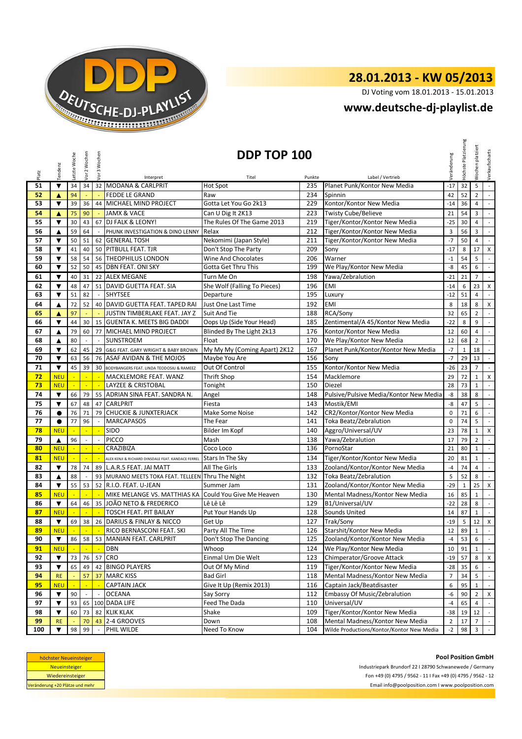DEUTSCHE-DJ-PLAYLIST

# 28.01.2013 - KW 05/2013

DJ Voting vom 18.01.2013 - 15.01.2013

## www.deutsche-dj-playlist.de

## DDP TOP 100

| Platz | Tendenz | Letzte Woche | Vor 2 Wochen | Vor 3 Wochen | Interpret | Titel | Punkte | Label / Vertrieb | Veränderung | Höchste Platzierung | Wochen platziert | Verkaufscharts |
|---|---|---|---|---|---|---|---|---|---|---|---|---|
| 51 | ▼ | 34 | 34 | 32 | MODANA & CARLPRIT | Hot Spot | 235 | Planet Punk/Kontor New Media | -17 | 32 | 5 | - |
| 52 | ▲ | 94 | - | - | FEDDE LE GRAND | Raw | 234 | Spinnin | 42 | 52 | 2 | - |
| 53 | ▼ | 39 | 36 | 44 | MICHAEL MIND PROJECT | Gotta Let You Go 2k13 | 229 | Kontor/Kontor New Media | -14 | 36 | 4 | - |
| 54 | ▲ | 75 | 90 | - | JAMX & VACE | Can U Dig It 2K13 | 223 | Twisty Cube/Believe | 21 | 54 | 3 | - |
| 55 | ▼ | 30 | 43 | 67 | DJ FALK & LEONY! | The Rules Of The Game 2013 | 219 | Tiger/Kontor/Kontor New Media | -25 | 30 | 4 | - |
| 56 | ▲ | 59 | 64 | - | PHUNK INVESTIGATION & DINO LENNY | Relax | 212 | Tiger/Kontor/Kontor New Media | 3 | 56 | 3 | - |
| 57 | ▼ | 50 | 51 | 62 | GENERAL TOSH | Nekomimi (Japan Style) | 211 | Tiger/Kontor/Kontor New Media | -7 | 50 | 4 | - |
| 58 | ▼ | 41 | 40 | 50 | PITBULL FEAT. TJR | Don't Stop The Party | 209 | Sony | -17 | 8 | 17 | X |
| 59 | ▼ | 58 | 54 | 56 | THEOPHILUS LONDON | Wine And Chocolates | 206 | Warner | -1 | 54 | 5 | - |
| 60 | ▼ | 52 | 50 | 45 | DBN FEAT. ONI SKY | Gotta Get Thru This | 199 | We Play/Kontor New Media | -8 | 45 | 6 | - |
| 61 | ▼ | 40 | 31 | 22 | ALEX MEGANE | Turn Me On | 198 | Yawa/Zebralution | -21 | 21 | 7 | - |
| 62 | ▼ | 48 | 47 | 51 | DAVID GUETTA FEAT. SIA | She Wolf (Falling To Pieces) | 196 | EMI | -14 | 6 | 23 | X |
| 63 | ▼ | 51 | 82 | - | SHYTSEE | Departure | 195 | Luxury | -12 | 51 | 4 | - |
| 64 | ▲ | 72 | 52 | 40 | DAVID GUETTA FEAT. TAPED RAI | Just One Last Time | 192 | EMI | 8 | 18 | 8 | X |
| 65 | ▲ | 97 | - | - | JUSTIN TIMBERLAKE FEAT. JAY Z | Suit And Tie | 188 | RCA/Sony | 32 | 65 | 2 | - |
| 66 | ▼ | 44 | 30 | 15 | GUENTA K. MEETS BIG DADDI | Oops Up (Side Your Head) | 185 | Zentimental/A 45/Kontor New Media | -22 | 8 | 9 | - |
| 67 | ▲ | 79 | 60 | 77 | MICHAEL MIND PROJECT | Blinded By The Light 2k13 | 176 | Kontor/Kontor New Media | 12 | 60 | 4 | - |
| 68 | ▲ | 80 | - | - | SUNSTROEM | Float | 170 | We Play/Kontor New Media | 12 | 68 | 2 | - |
| 69 | ▼ | 62 | 45 | 29 | G&G FEAT. GARY WRIGHT & BABY BROWN | My My My (Coming Apart) 2K12 | 167 | Planet Punk/Kontor/Kontor New Media | -7 | 1 | 18 | - |
| 70 | ▼ | 63 | 56 | 76 | ASAF AVIDAN & THE MOJOS | Maybe You Are | 156 | Sony | -7 | 29 | 13 | - |
| 71 | ▼ | 45 | 39 | 30 | BODYBANGERS FEAT. LINDA TEODOSIU & RAMEEZ | Out Of Control | 155 | Kontor/Kontor New Media | -26 | 23 | 7 | - |
| 72 | NEU | - | - | - | MACKLEMORE FEAT. WANZ | Thrift Shop | 154 | Macklemore | 29 | 72 | 1 | X |
| 73 | NEU | - | - | - | LAYZEE & CRISTOBAL | Tonight | 150 | Diezel | 28 | 73 | 1 | - |
| 74 | ▼ | 66 | 79 | 55 | ADRIAN SINA FEAT. SANDRA N. | Angel | 148 | Pulsive/Pulsive Media/Kontor New Media | -8 | 38 | 8 | - |
| 75 | ▼ | 67 | 48 | 47 | CARLPRIT | Fiesta | 143 | Mostik/EMI | -8 | 47 | 5 | - |
| 76 | ● | 76 | 71 | 79 | CHUCKIE & JUNXTERJACK | Make Some Noise | 142 | CR2/Kontor/Kontor New Media | 0 | 71 | 6 | - |
| 77 | ● | 77 | 96 | - | MARCAPASOS | The Fear | 141 | Toka Beatz/Zebralution | 0 | 74 | 5 | - |
| 78 | NEU | - | - | - | SIDO | Bilder Im Kopf | 140 | Aggro/Universal/UV | 23 | 78 | 1 | X |
| 79 | ▲ | 96 | - | - | PICCO | Mash | 138 | Yawa/Zebralution | 17 | 79 | 2 | - |
| 80 | NEU | - | - | - | CRAZIBIZA | Coco Loco | 136 | PornoStar | 21 | 80 | 1 | - |
| 81 | NEU | - | - | - | ALEX KENJI & RICHARD DINSDALE FEAT. KANDACE FERREL | Stars In The Sky | 134 | Tiger/Kontor/Kontor New Media | 20 | 81 | 1 | - |
| 82 | ▼ | 78 | 74 | 89 | L.A.R.5 FEAT. JAI MATT | All The Girls | 133 | Zooland/Kontor/Kontor New Media | -4 | 74 | 4 | - |
| 83 | ▲ | 88 | - | 93 | MURANO MEETS TOKA FEAT. TELLEEN | Thru The Night | 132 | Toka Beatz/Zebralution | 5 | 52 | 8 | - |
| 84 | ▼ | 55 | 53 | 52 | R.I.O. FEAT. U-JEAN | Summer Jam | 131 | Zooland/Kontor/Kontor New Media | -29 | 1 | 25 | X |
| 85 | NEU | - | - | - | MIKE MELANGE VS. MATTHIAS KA | Could You Give Me Heaven | 130 | Mental Madness/Kontor New Media | 16 | 85 | 1 | - |
| 86 | ▼ | 64 | 46 | 35 | JOÃO NETO & FREDERICO | Lê Lê Lê | 129 | B1/Universal/UV | -22 | 28 | 8 | - |
| 87 | NEU | - | - | - | TOSCH FEAT. PIT BAILAY | Put Your Hands Up | 128 | Sounds United | 14 | 87 | 1 | - |
| 88 | ▼ | 69 | 38 | 26 | DARIUS & FINLAY & NICCO | Get Up | 127 | Trak/Sony | -19 | 5 | 12 | X |
| 89 | NEU | - | - | - | RICO BERNASCONI FEAT. SKI | Party All The Time | 126 | Starshit/Kontor New Media | 12 | 89 | 1 | - |
| 90 | ▼ | 86 | 58 | 53 | MANIAN FEAT. CARLPRIT | Don't Stop The Dancing | 125 | Zooland/Kontor/Kontor New Media | -4 | 53 | 6 | - |
| 91 | NEU | - | - | - | DBN | Whoop | 124 | We Play/Kontor New Media | 10 | 91 | 1 | - |
| 92 | ▼ | 73 | 76 | 57 | CRO | Einmal Um Die Welt | 123 | Chimperator/Groove Attack | -19 | 57 | 8 | X |
| 93 | ▼ | 65 | 49 | 42 | BINGO PLAYERS | Out Of My Mind | 119 | Tiger/Kontor/Kontor New Media | -28 | 35 | 6 | - |
| 94 | RE | - | 57 | 37 | MARC KISS | Bad Girl | 118 | Mental Madness/Kontor New Media | 7 | 34 | 5 | - |
| 95 | NEU | - | - | - | CAPTAIN JACK | Give It Up (Remix 2013) | 116 | Captain Jack/Beatdisaster | 6 | 95 | 1 | - |
| 96 | ▼ | 90 | - | - | OCEANA | Say Sorry | 112 | Embassy Of Music/Zebralution | -6 | 90 | 2 | X |
| 97 | ▼ | 93 | 65 | 100 | DADA LIFE | Feed The Dada | 110 | Universal/UV | -4 | 65 | 4 | - |
| 98 | ▼ | 60 | 73 | 82 | KLIK KLAK | Shake | 109 | Tiger/Kontor/Kontor New Media | -38 | 19 | 12 | - |
| 99 | RE | - | 70 | 43 | 2-4 GROOVES | Down | 108 | Mental Madness/Kontor New Media | 2 | 17 | 7 | - |
| 100 | ▼ | 98 | 99 | - | PHIL WILDE | Need To Know | 104 | Wilde Productions/Kontor/Kontor New Media | -2 | 98 | 3 | - |

höchster Neueinsteiger
Neueinsteiger
Wiedereinsteiger
Veränderung +20 Plätze und mehr

**Pool Position GmbH**

Industriepark Brundorf 22 I 28790 Schwanewede / Germany
Fon +49 (0) 4795 / 9562 - 11 I Fax +49 (0) 4795 / 9562 - 12
Email info@poolposition.com I www.poolposition.com